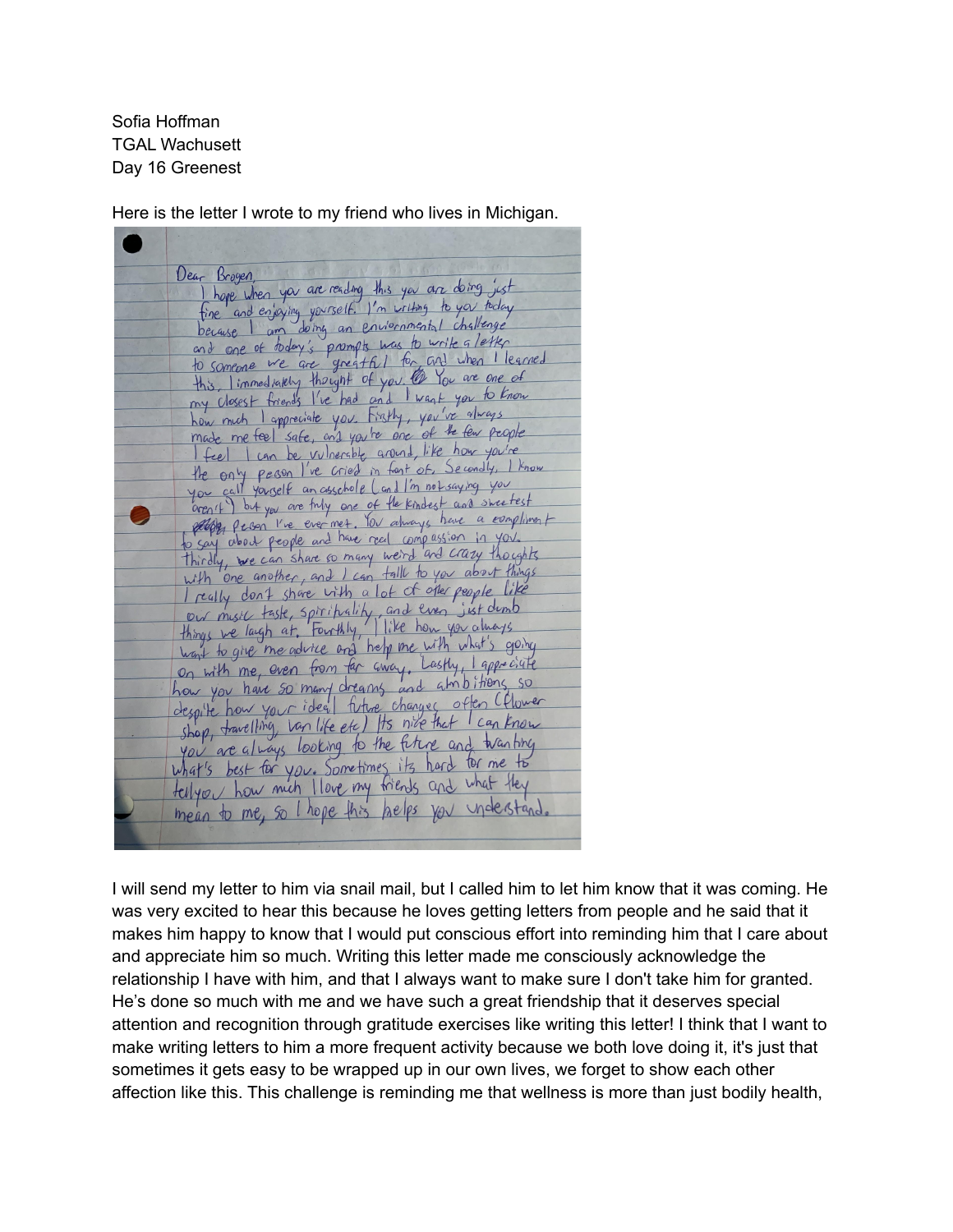Sofia Hoffman
TGAL Wachusett
Day 16 Greenest

Here is the letter I wrote to my friend who lives in Michigan.

Dear Brogen,

I hope when you are reading this you are doing just fine and enjoying yourself. I'm writing to you today because I am doing an enviornmental challenge and one of today's prompts was to write a letter to someone we are greatful for and when I learned this, I immediately thought of you. You are one of my closest friends I've had and I want you to know how much I appreciate you. Firstly, you've always made me feel safe, and you're one of the few people I feel I can be vulnerable around, like how you're the only peson I've cried in font of. Secondly, I know you call yourself an asshole (and I'm not saying you aren't) but you are truly one of the kindest and sweetest peson I've ever met. You always have a compliment to say about people and have real compassion in you. Thirdly, we can share so many weird and crazy thoughts with one another, and I can talk to you about things I really don't share with a lot of other people like our music taste, spirituality, and even just dumb things we laugh at. Fourthly, I like how you always want to give me advice and help me with what's going on with me, even from far away. Lastly, I appreciate how you have so many dreams and ambitions so despite how your ideal future changes often (flower shop, travelling, van life etc) Its nice that I can know you are always looking to the future and wanting what's best for you. Sometimes its hard for me to tell you how much I love my friends and what they mean to me, so I hope this helps you understand.

I will send my letter to him via snail mail, but I called him to let him know that it was coming. He was very excited to hear this because he loves getting letters from people and he said that it makes him happy to know that I would put conscious effort into reminding him that I care about and appreciate him so much. Writing this letter made me consciously acknowledge the relationship I have with him, and that I always want to make sure I don't take him for granted. He's done so much with me and we have such a great friendship that it deserves special attention and recognition through gratitude exercises like writing this letter! I think that I want to make writing letters to him a more frequent activity because we both love doing it, it's just that sometimes it gets easy to be wrapped up in our own lives, we forget to show each other affection like this. This challenge is reminding me that wellness is more than just bodily health,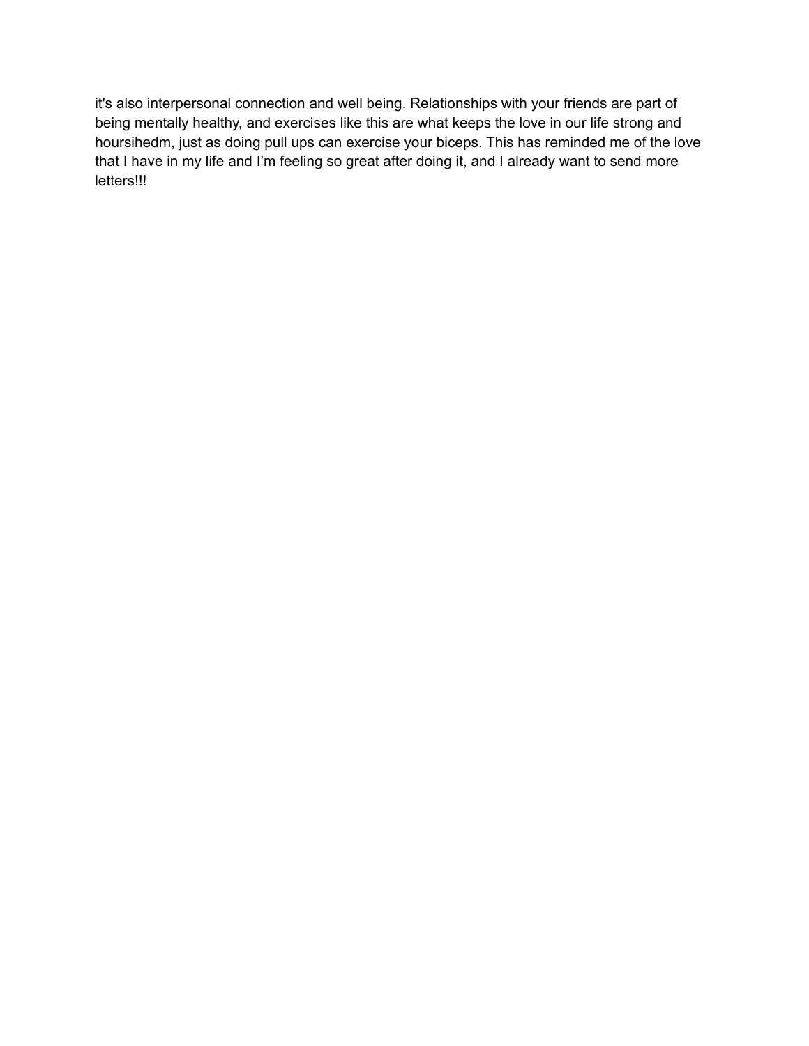it's also interpersonal connection and well being. Relationships with your friends are part of being mentally healthy, and exercises like this are what keeps the love in our life strong and hoursihedm, just as doing pull ups can exercise your biceps. This has reminded me of the love that I have in my life and I'm feeling so great after doing it, and I already want to send more letters!!!